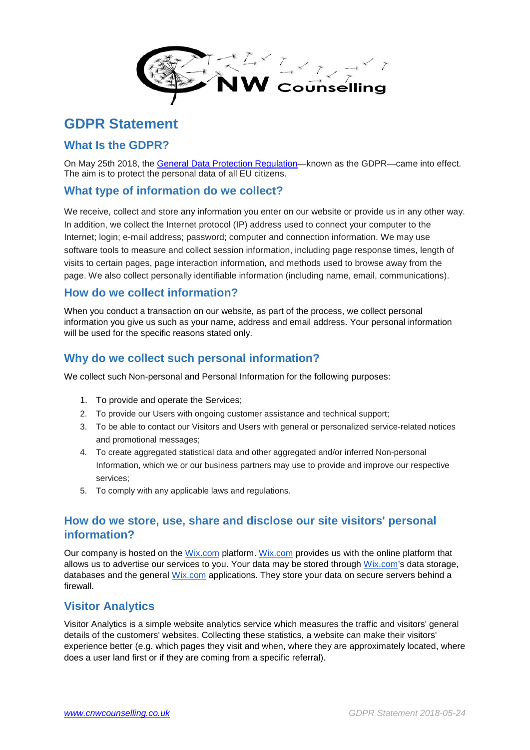# GDPR Statement

## What Is the GDPR?

On May 25th 2018, the [General Data Protection Regulation](#)—known as the GDPR—came into effect. The aim is to protect the personal data of all EU citizens.

## What type of information do we collect?

We receive, collect and store any information you enter on our website or provide us in any other way. In addition, we collect the Internet protocol (IP) address used to connect your computer to the Internet; login; e-mail address; password; computer and connection information. We may use software tools to measure and collect session information, including page response times, length of visits to certain pages, page interaction information, and methods used to browse away from the page. We also collect personally identifiable information (including name, email, communications).

## How do we collect information?

When you conduct a transaction on our website, as part of the process, we collect personal information you give us such as your name, address and email address. Your personal information will be used for the specific reasons stated only.

## Why do we collect such personal information?

We collect such Non-personal and Personal Information for the following purposes:

1. To provide and operate the Services;
2. To provide our Users with ongoing customer assistance and technical support;
3. To be able to contact our Visitors and Users with general or personalized service-related notices and promotional messages;
4. To create aggregated statistical data and other aggregated and/or inferred Non-personal Information, which we or our business partners may use to provide and improve our respective services;
5. To comply with any applicable laws and regulations.

## How do we store, use, share and disclose our site visitors' personal information?

Our company is hosted on the Wix.com platform. Wix.com provides us with the online platform that allows us to advertise our services to you. Your data may be stored through Wix.com's data storage, databases and the general Wix.com applications. They store your data on secure servers behind a firewall.

## Visitor Analytics

Visitor Analytics is a simple website analytics service which measures the traffic and visitors' general details of the customers' websites. Collecting these statistics, a website can make their visitors' experience better (e.g. which pages they visit and when, where they are approximately located, where does a user land first or if they are coming from a specific referral).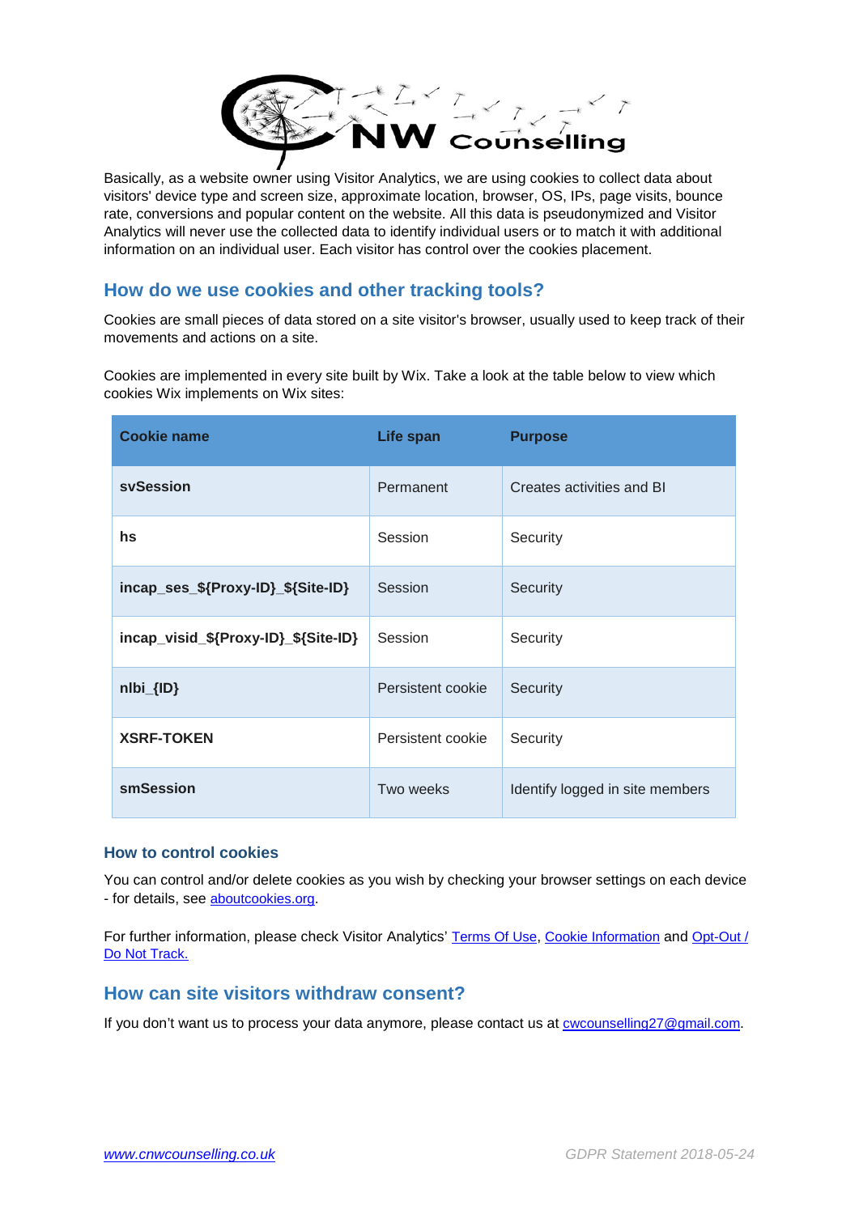Basically, as a website owner using Visitor Analytics, we are using cookies to collect data about visitors' device type and screen size, approximate location, browser, OS, IPs, page visits, bounce rate, conversions and popular content on the website. All this data is pseudonymized and Visitor Analytics will never use the collected data to identify individual users or to match it with additional information on an individual user. Each visitor has control over the cookies placement.

## How do we use cookies and other tracking tools?

Cookies are small pieces of data stored on a site visitor's browser, usually used to keep track of their movements and actions on a site.

Cookies are implemented in every site built by Wix. Take a look at the table below to view which cookies Wix implements on Wix sites:

| Cookie name | Life span | Purpose |
|---|---|---|
| **svSession** | Permanent | Creates activities and BI |
| **hs** | Session | Security |
| **incap_ses_${Proxy-ID}_${Site-ID}** | Session | Security |
| **incap_visid_${Proxy-ID}_${Site-ID}** | Session | Security |
| **nlbi_{ID}** | Persistent cookie | Security |
| **XSRF-TOKEN** | Persistent cookie | Security |
| **smSession** | Two weeks | Identify logged in site members |

### How to control cookies

You can control and/or delete cookies as you wish by checking your browser settings on each device - for details, see aboutcookies.org.

For further information, please check Visitor Analytics' Terms Of Use, Cookie Information and Opt-Out / Do Not Track.

## How can site visitors withdraw consent?

If you don't want us to process your data anymore, please contact us at cwcounselling27@gmail.com.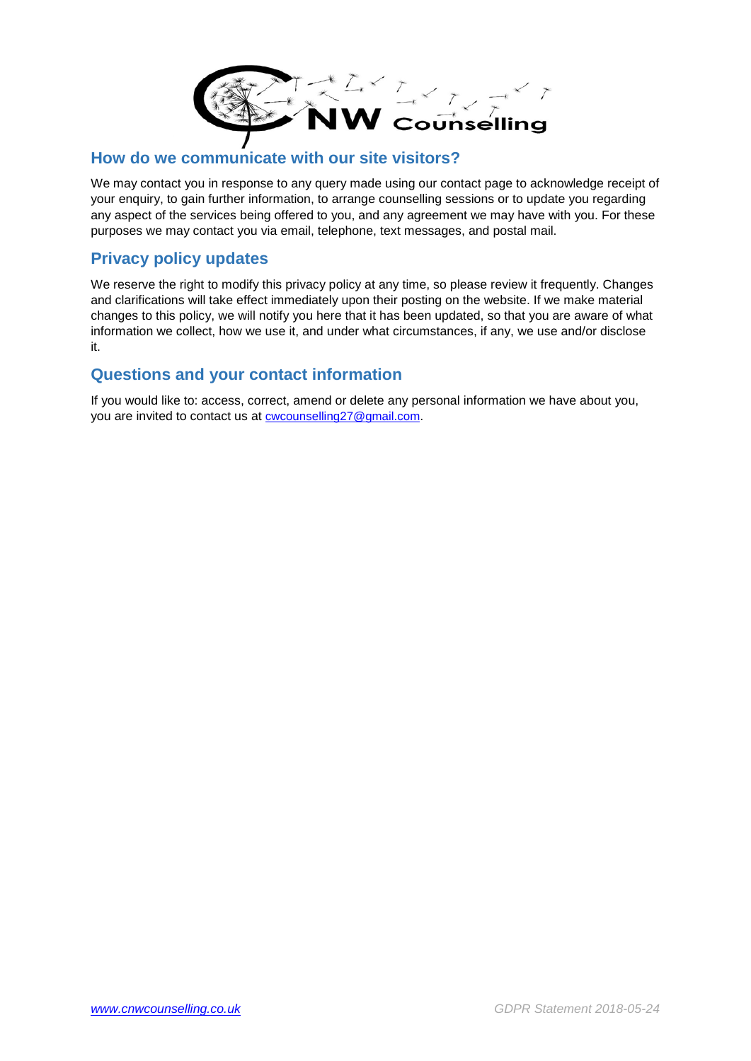## How do we communicate with our site visitors?

We may contact you in response to any query made using our contact page to acknowledge receipt of your enquiry, to gain further information, to arrange counselling sessions or to update you regarding any aspect of the services being offered to you, and any agreement we may have with you. For these purposes we may contact you via email, telephone, text messages, and postal mail.

## Privacy policy updates

We reserve the right to modify this privacy policy at any time, so please review it frequently. Changes and clarifications will take effect immediately upon their posting on the website. If we make material changes to this policy, we will notify you here that it has been updated, so that you are aware of what information we collect, how we use it, and under what circumstances, if any, we use and/or disclose it.

## Questions and your contact information

If you would like to: access, correct, amend or delete any personal information we have about you, you are invited to contact us at cwcounselling27@gmail.com.